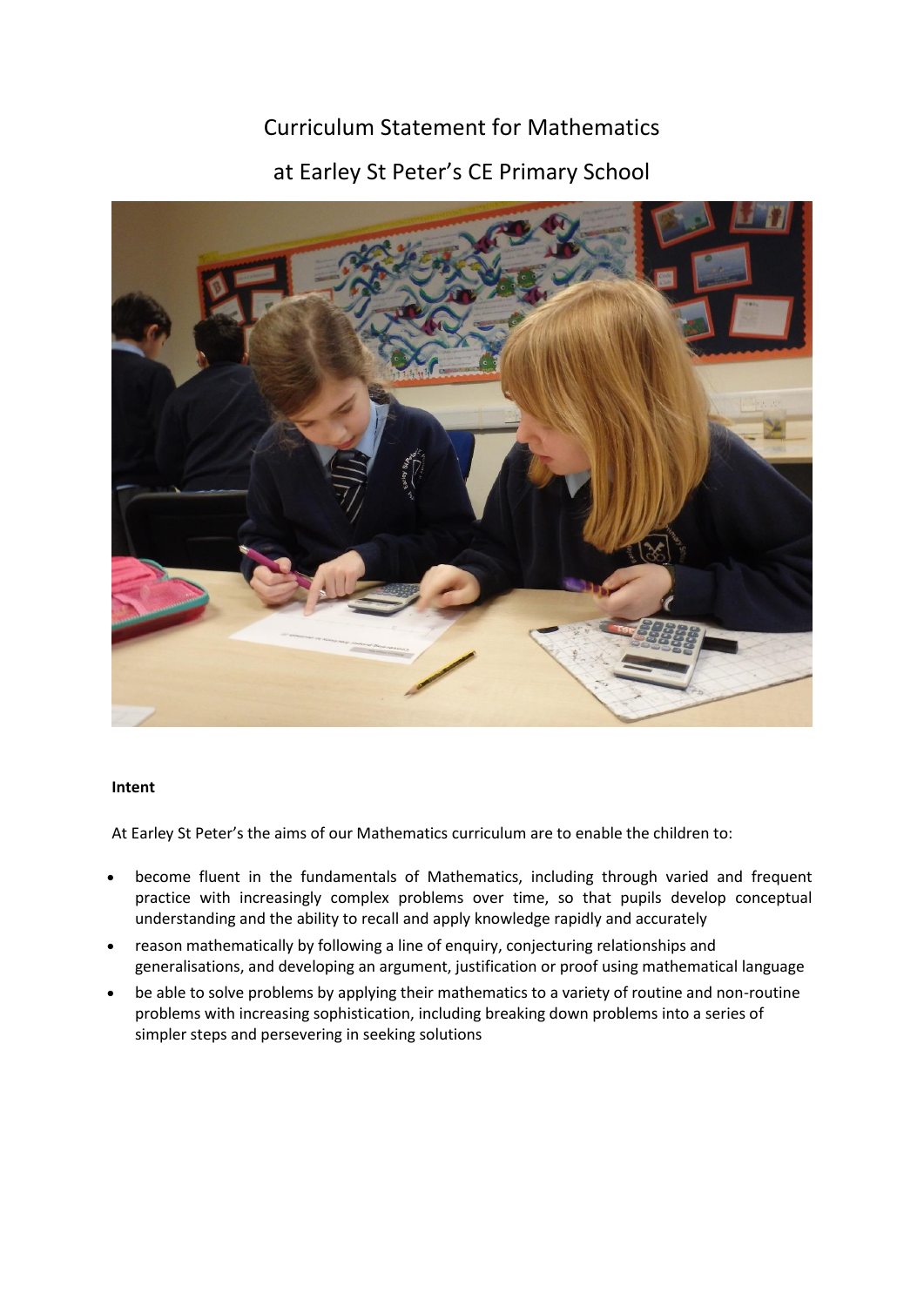# Curriculum Statement for Mathematics

# at Earley St Peter's CE Primary School

**Intent**

At Earley St Peter's the aims of our Mathematics curriculum are to enable the children to:

- become fluent in the fundamentals of Mathematics, including through varied and frequent practice with increasingly complex problems over time, so that pupils develop conceptual understanding and the ability to recall and apply knowledge rapidly and accurately
- reason mathematically by following a line of enquiry, conjecturing relationships and generalisations, and developing an argument, justification or proof using mathematical language
- be able to solve problems by applying their mathematics to a variety of routine and non-routine problems with increasing sophistication, including breaking down problems into a series of simpler steps and persevering in seeking solutions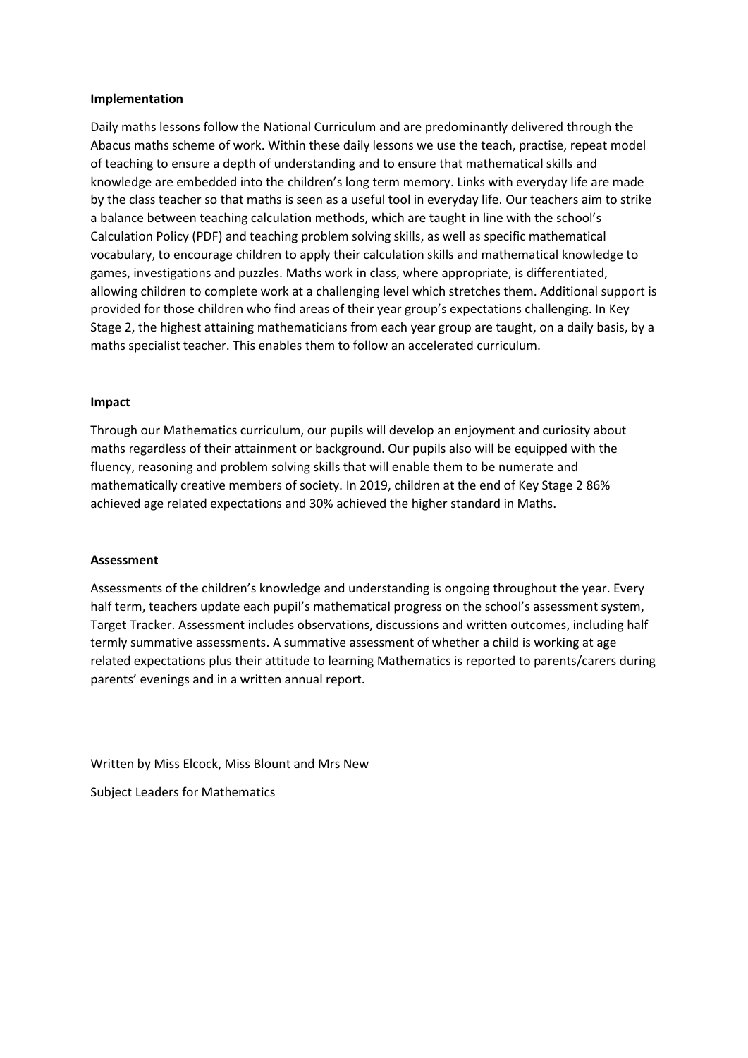**Implementation**

Daily maths lessons follow the National Curriculum and are predominantly delivered through the Abacus maths scheme of work. Within these daily lessons we use the teach, practise, repeat model of teaching to ensure a depth of understanding and to ensure that mathematical skills and knowledge are embedded into the children's long term memory. Links with everyday life are made by the class teacher so that maths is seen as a useful tool in everyday life. Our teachers aim to strike a balance between teaching calculation methods, which are taught in line with the school's Calculation Policy (PDF) and teaching problem solving skills, as well as specific mathematical vocabulary, to encourage children to apply their calculation skills and mathematical knowledge to games, investigations and puzzles. Maths work in class, where appropriate, is differentiated, allowing children to complete work at a challenging level which stretches them. Additional support is provided for those children who find areas of their year group's expectations challenging. In Key Stage 2, the highest attaining mathematicians from each year group are taught, on a daily basis, by a maths specialist teacher. This enables them to follow an accelerated curriculum.

**Impact**

Through our Mathematics curriculum, our pupils will develop an enjoyment and curiosity about maths regardless of their attainment or background. Our pupils also will be equipped with the fluency, reasoning and problem solving skills that will enable them to be numerate and mathematically creative members of society. In 2019, children at the end of Key Stage 2 86% achieved age related expectations and 30% achieved the higher standard in Maths.

**Assessment**

Assessments of the children's knowledge and understanding is ongoing throughout the year. Every half term, teachers update each pupil's mathematical progress on the school's assessment system, Target Tracker. Assessment includes observations, discussions and written outcomes, including half termly summative assessments. A summative assessment of whether a child is working at age related expectations plus their attitude to learning Mathematics is reported to parents/carers during parents' evenings and in a written annual report.

Written by Miss Elcock, Miss Blount and Mrs New

Subject Leaders for Mathematics